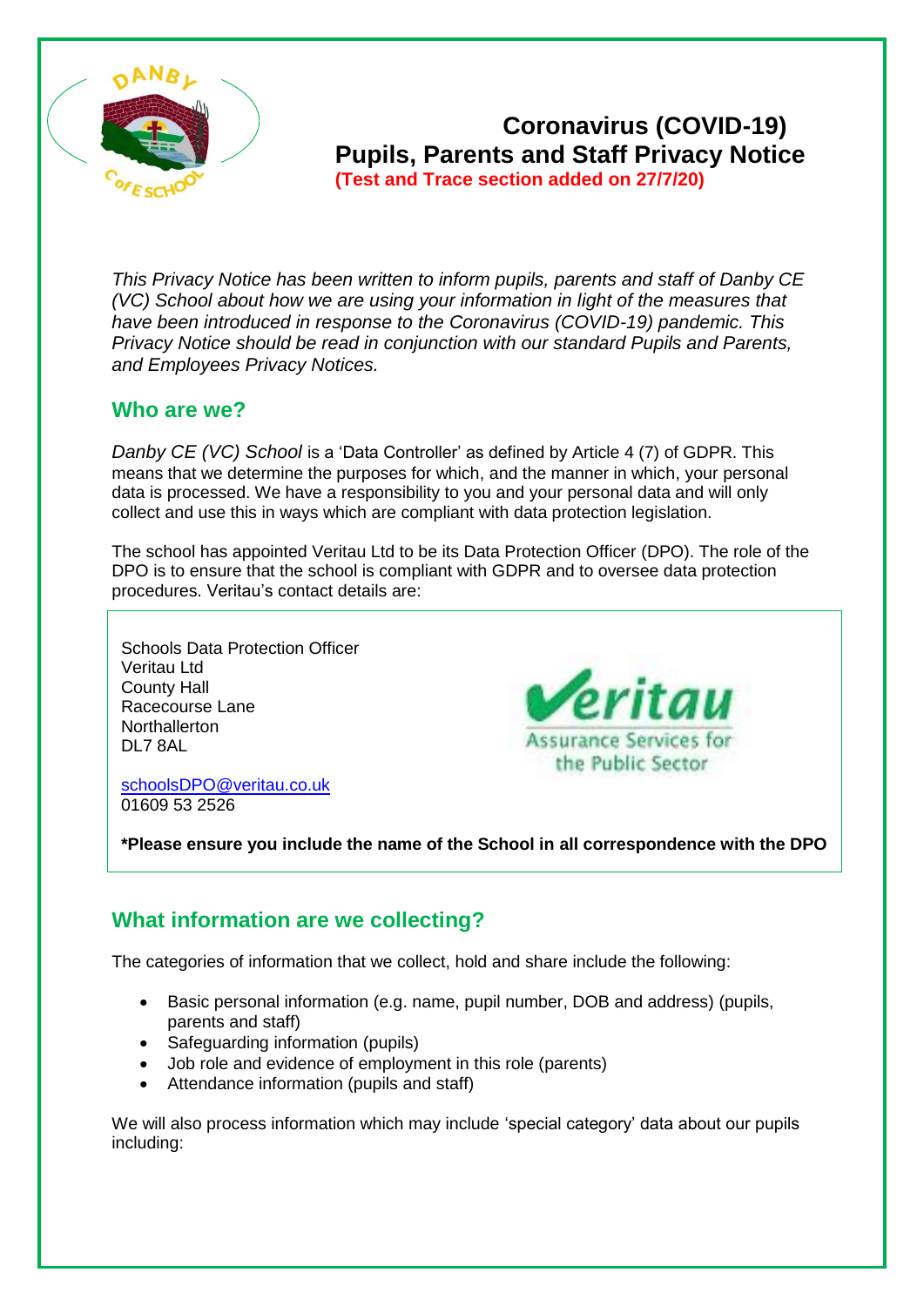# Coronavirus (COVID-19) Pupils, Parents and Staff Privacy Notice

**(Test and Trace section added on 27/7/20)**

*This Privacy Notice has been written to inform pupils, parents and staff of Danby CE (VC) School about how we are using your information in light of the measures that have been introduced in response to the Coronavirus (COVID-19) pandemic. This Privacy Notice should be read in conjunction with our standard Pupils and Parents, and Employees Privacy Notices.*

## Who are we?

*Danby CE (VC) School* is a 'Data Controller' as defined by Article 4 (7) of GDPR. This means that we determine the purposes for which, and the manner in which, your personal data is processed. We have a responsibility to you and your personal data and will only collect and use this in ways which are compliant with data protection legislation.

The school has appointed Veritau Ltd to be its Data Protection Officer (DPO). The role of the DPO is to ensure that the school is compliant with GDPR and to oversee data protection procedures. Veritau's contact details are:

Schools Data Protection Officer
Veritau Ltd
County Hall
Racecourse Lane
Northallerton
DL7 8AL

schoolsDPO@veritau.co.uk
01609 53 2526

**\*Please ensure you include the name of the School in all correspondence with the DPO**

## What information are we collecting?

The categories of information that we collect, hold and share include the following:

- Basic personal information (e.g. name, pupil number, DOB and address) (pupils, parents and staff)
- Safeguarding information (pupils)
- Job role and evidence of employment in this role (parents)
- Attendance information (pupils and staff)

We will also process information which may include 'special category' data about our pupils including: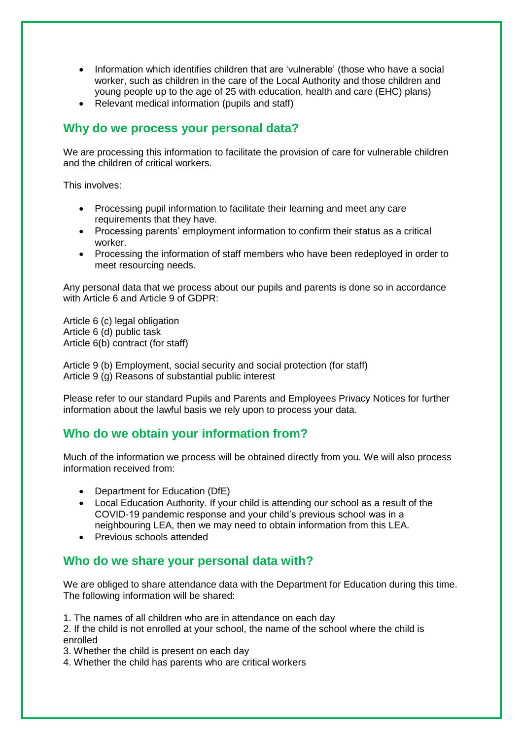- Information which identifies children that are 'vulnerable' (those who have a social worker, such as children in the care of the Local Authority and those children and young people up to the age of 25 with education, health and care (EHC) plans)
- Relevant medical information (pupils and staff)

## Why do we process your personal data?

We are processing this information to facilitate the provision of care for vulnerable children and the children of critical workers.

This involves:

- Processing pupil information to facilitate their learning and meet any care requirements that they have.
- Processing parents' employment information to confirm their status as a critical worker.
- Processing the information of staff members who have been redeployed in order to meet resourcing needs.

Any personal data that we process about our pupils and parents is done so in accordance with Article 6 and Article 9 of GDPR:

Article 6 (c) legal obligation
Article 6 (d) public task
Article 6(b) contract (for staff)

Article 9 (b) Employment, social security and social protection (for staff)
Article 9 (g) Reasons of substantial public interest

Please refer to our standard Pupils and Parents and Employees Privacy Notices for further information about the lawful basis we rely upon to process your data.

## Who do we obtain your information from?

Much of the information we process will be obtained directly from you. We will also process information received from:

- Department for Education (DfE)
- Local Education Authority. If your child is attending our school as a result of the COVID-19 pandemic response and your child's previous school was in a neighbouring LEA, then we may need to obtain information from this LEA.
- Previous schools attended

## Who do we share your personal data with?

We are obliged to share attendance data with the Department for Education during this time. The following information will be shared:

1. The names of all children who are in attendance on each day
2. If the child is not enrolled at your school, the name of the school where the child is enrolled
3. Whether the child is present on each day
4. Whether the child has parents who are critical workers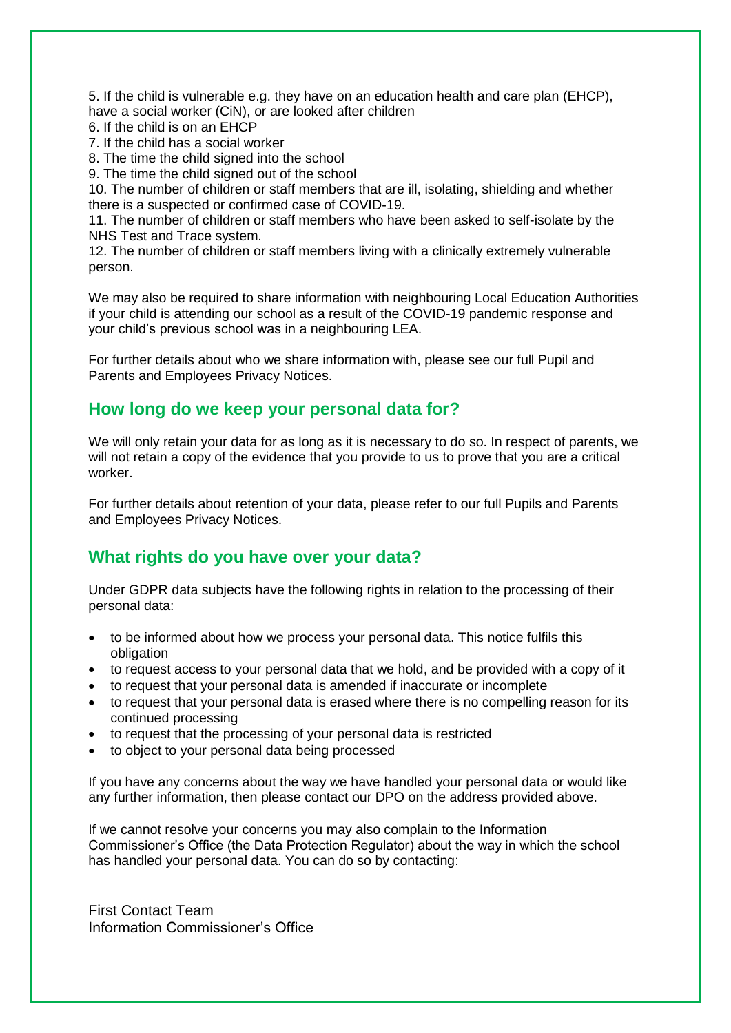5. If the child is vulnerable e.g. they have on an education health and care plan (EHCP), have a social worker (CiN), or are looked after children
6. If the child is on an EHCP
7. If the child has a social worker
8. The time the child signed into the school
9. The time the child signed out of the school
10. The number of children or staff members that are ill, isolating, shielding and whether there is a suspected or confirmed case of COVID-19.
11. The number of children or staff members who have been asked to self-isolate by the NHS Test and Trace system.
12. The number of children or staff members living with a clinically extremely vulnerable person.

We may also be required to share information with neighbouring Local Education Authorities if your child is attending our school as a result of the COVID-19 pandemic response and your child's previous school was in a neighbouring LEA.

For further details about who we share information with, please see our full Pupil and Parents and Employees Privacy Notices.

## How long do we keep your personal data for?

We will only retain your data for as long as it is necessary to do so. In respect of parents, we will not retain a copy of the evidence that you provide to us to prove that you are a critical worker.

For further details about retention of your data, please refer to our full Pupils and Parents and Employees Privacy Notices.

## What rights do you have over your data?

Under GDPR data subjects have the following rights in relation to the processing of their personal data:

- to be informed about how we process your personal data. This notice fulfils this obligation
- to request access to your personal data that we hold, and be provided with a copy of it
- to request that your personal data is amended if inaccurate or incomplete
- to request that your personal data is erased where there is no compelling reason for its continued processing
- to request that the processing of your personal data is restricted
- to object to your personal data being processed

If you have any concerns about the way we have handled your personal data or would like any further information, then please contact our DPO on the address provided above.

If we cannot resolve your concerns you may also complain to the Information Commissioner's Office (the Data Protection Regulator) about the way in which the school has handled your personal data. You can do so by contacting:

First Contact Team
Information Commissioner's Office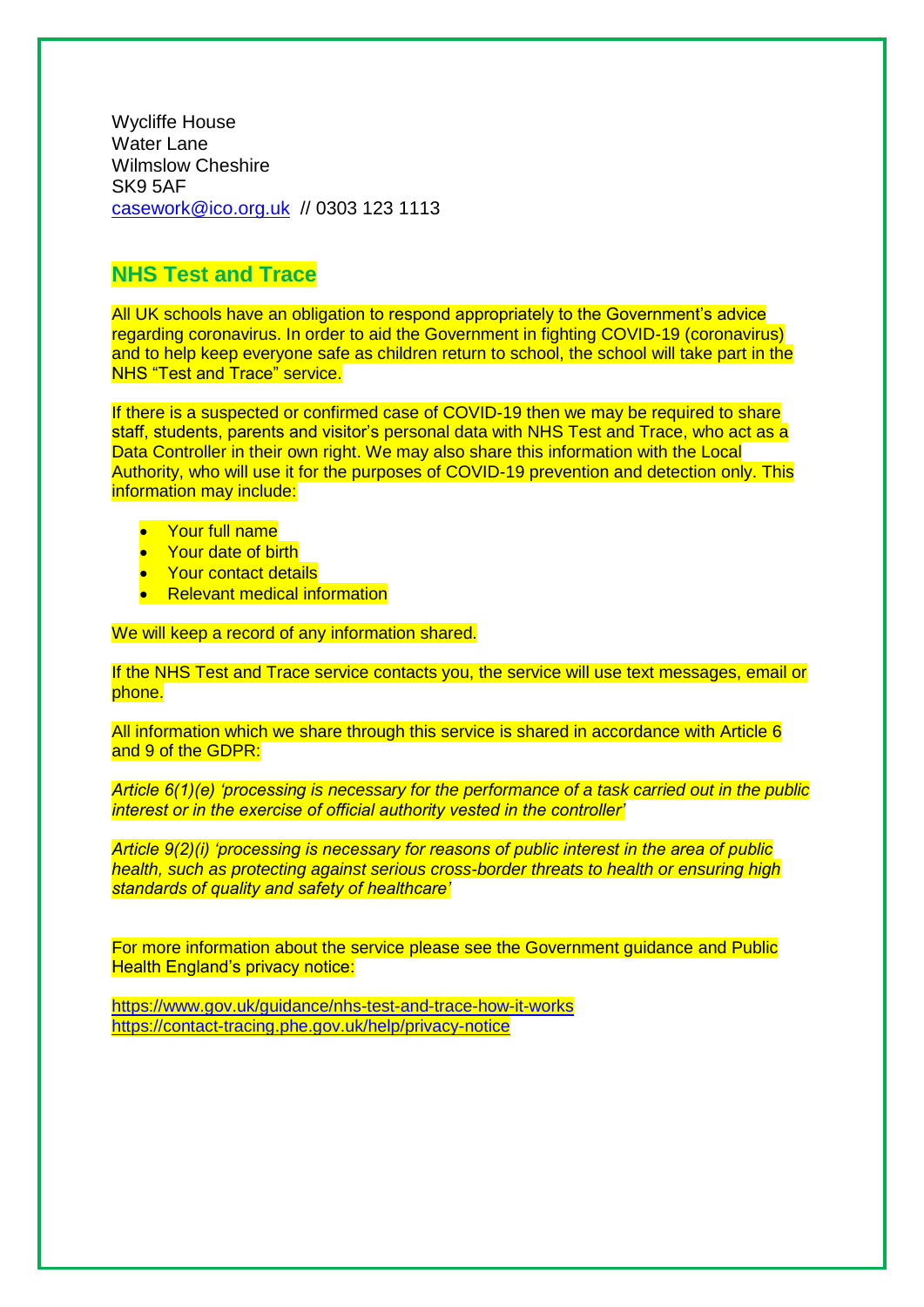Wycliffe House
Water Lane
Wilmslow Cheshire
SK9 5AF
casework@ico.org.uk // 0303 123 1113

## NHS Test and Trace

All UK schools have an obligation to respond appropriately to the Government's advice regarding coronavirus. In order to aid the Government in fighting COVID-19 (coronavirus) and to help keep everyone safe as children return to school, the school will take part in the NHS "Test and Trace" service.

If there is a suspected or confirmed case of COVID-19 then we may be required to share staff, students, parents and visitor's personal data with NHS Test and Trace, who act as a Data Controller in their own right. We may also share this information with the Local Authority, who will use it for the purposes of COVID-19 prevention and detection only. This information may include:

- Your full name
- Your date of birth
- Your contact details
- Relevant medical information

We will keep a record of any information shared.

If the NHS Test and Trace service contacts you, the service will use text messages, email or phone.

All information which we share through this service is shared in accordance with Article 6 and 9 of the GDPR:

*Article 6(1)(e) 'processing is necessary for the performance of a task carried out in the public interest or in the exercise of official authority vested in the controller'*

*Article 9(2)(i) 'processing is necessary for reasons of public interest in the area of public health, such as protecting against serious cross-border threats to health or ensuring high standards of quality and safety of healthcare'*

For more information about the service please see the Government guidance and Public Health England's privacy notice:

https://www.gov.uk/guidance/nhs-test-and-trace-how-it-works
https://contact-tracing.phe.gov.uk/help/privacy-notice